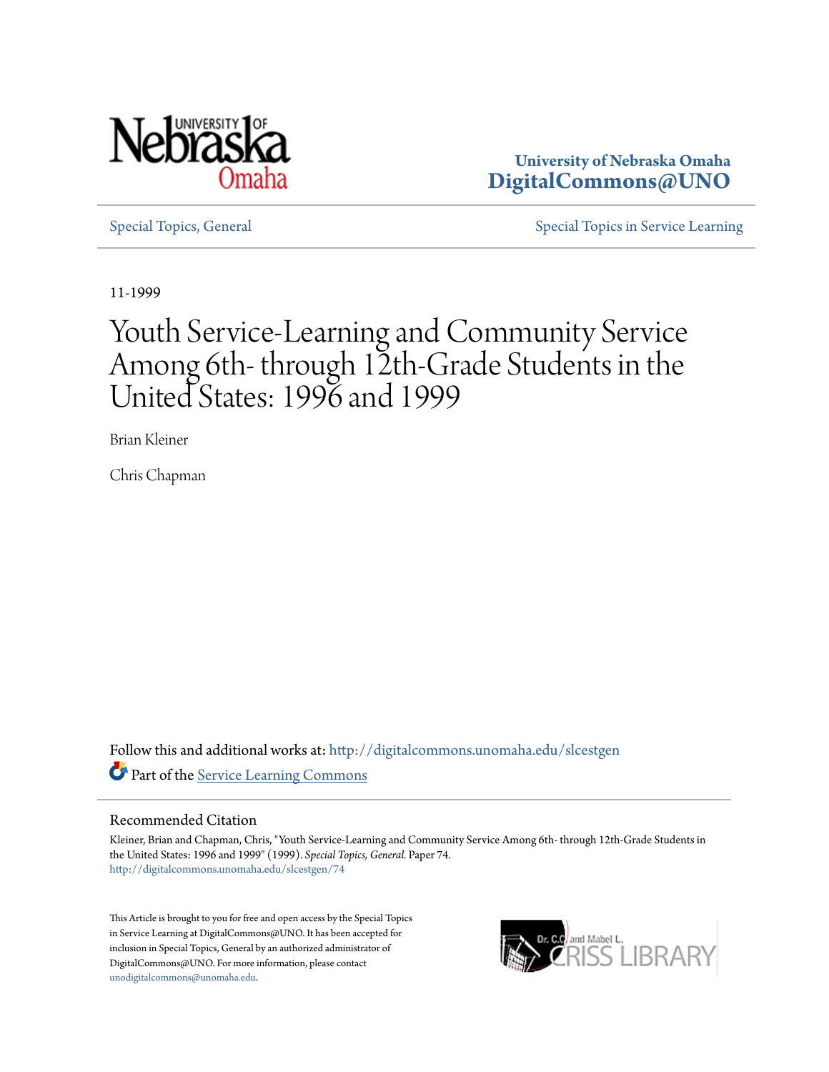University of Nebraska Omaha
**DigitalCommons@UNO**

Special Topics, General | Special Topics in Service Learning

11-1999

# Youth Service-Learning and Community Service Among 6th- through 12th-Grade Students in the United States: 1996 and 1999

Brian Kleiner

Chris Chapman

Follow this and additional works at: http://digitalcommons.unomaha.edu/slcestgen

Part of the Service Learning Commons

## Recommended Citation

Kleiner, Brian and Chapman, Chris, "Youth Service-Learning and Community Service Among 6th- through 12th-Grade Students in the United States: 1996 and 1999" (1999). *Special Topics, General.* Paper 74.
http://digitalcommons.unomaha.edu/slcestgen/74

This Article is brought to you for free and open access by the Special Topics in Service Learning at DigitalCommons@UNO. It has been accepted for inclusion in Special Topics, General by an authorized administrator of DigitalCommons@UNO. For more information, please contact unodigitalcommons@unomaha.edu.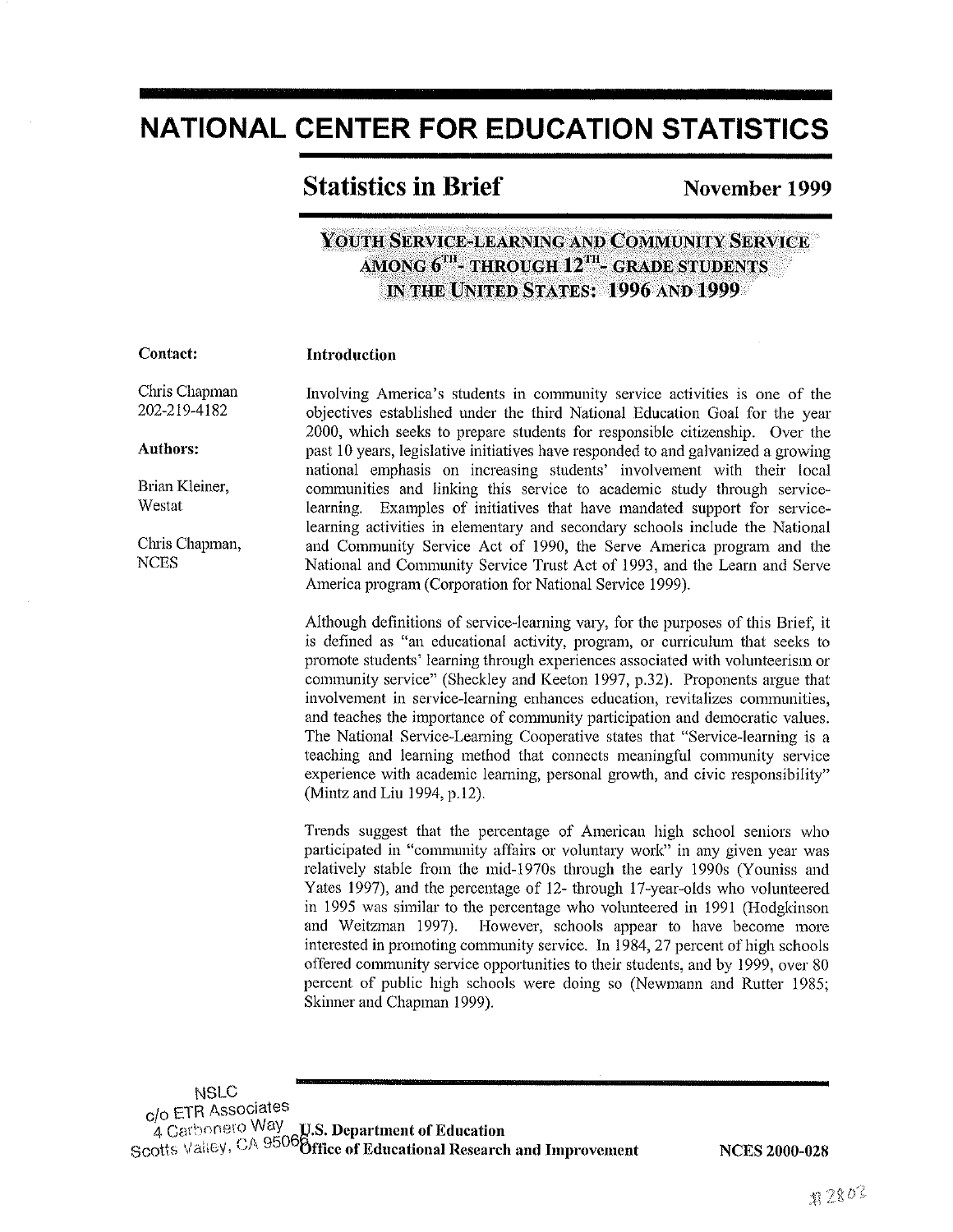# NATIONAL CENTER FOR EDUCATION STATISTICS

## Statistics in Brief

November 1999

### YOUTH SERVICE-LEARNING AND COMMUNITY SERVICE AMONG 6TH- THROUGH 12TH- GRADE STUDENTS IN THE UNITED STATES: 1996 AND 1999

**Contact:**

Chris Chapman
202-219-4182

**Authors:**

Brian Kleiner,
Westat

Chris Chapman,
NCES

**Introduction**

Involving America's students in community service activities is one of the objectives established under the third National Education Goal for the year 2000, which seeks to prepare students for responsible citizenship. Over the past 10 years, legislative initiatives have responded to and galvanized a growing national emphasis on increasing students' involvement with their local communities and linking this service to academic study through service-learning. Examples of initiatives that have mandated support for service-learning activities in elementary and secondary schools include the National and Community Service Act of 1990, the Serve America program and the National and Community Service Trust Act of 1993, and the Learn and Serve America program (Corporation for National Service 1999).

Although definitions of service-learning vary, for the purposes of this Brief, it is defined as "an educational activity, program, or curriculum that seeks to promote students' learning through experiences associated with volunteerism or community service" (Sheckley and Keeton 1997, p.32). Proponents argue that involvement in service-learning enhances education, revitalizes communities, and teaches the importance of community participation and democratic values. The National Service-Learning Cooperative states that "Service-learning is a teaching and learning method that connects meaningful community service experience with academic learning, personal growth, and civic responsibility" (Mintz and Liu 1994, p.12).

Trends suggest that the percentage of American high school seniors who participated in "community affairs or voluntary work" in any given year was relatively stable from the mid-1970s through the early 1990s (Youniss and Yates 1997), and the percentage of 12- through 17-year-olds who volunteered in 1995 was similar to the percentage who volunteered in 1991 (Hodgkinson and Weitzman 1997). However, schools appear to have become more interested in promoting community service. In 1984, 27 percent of high schools offered community service opportunities to their students, and by 1999, over 80 percent of public high schools were doing so (Newmann and Rutter 1985; Skinner and Chapman 1999).

NSLC
c/o ETR Associates
4 Carbonero Way
Scotts Valley, CA 95066

**U.S. Department of Education**
**Office of Educational Research and Improvement**

**NCES 2000-028**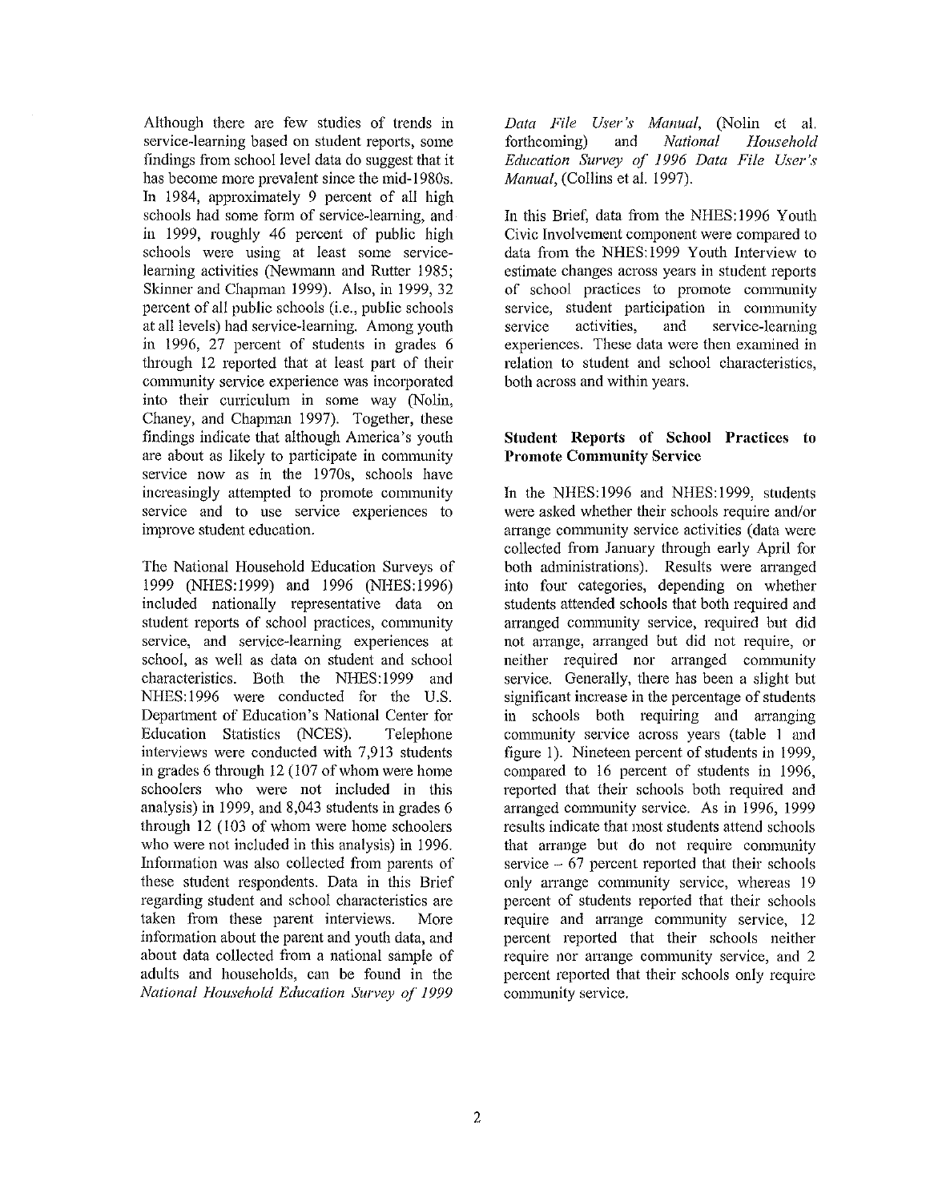Although there are few studies of trends in service-learning based on student reports, some findings from school level data do suggest that it has become more prevalent since the mid-1980s. In 1984, approximately 9 percent of all high schools had some form of service-learning, and in 1999, roughly 46 percent of public high schools were using at least some service-learning activities (Newmann and Rutter 1985; Skinner and Chapman 1999). Also, in 1999, 32 percent of all public schools (i.e., public schools at all levels) had service-learning. Among youth in 1996, 27 percent of students in grades 6 through 12 reported that at least part of their community service experience was incorporated into their curriculum in some way (Nolin, Chaney, and Chapman 1997). Together, these findings indicate that although America's youth are about as likely to participate in community service now as in the 1970s, schools have increasingly attempted to promote community service and to use service experiences to improve student education.

The National Household Education Surveys of 1999 (NHES:1999) and 1996 (NHES:1996) included nationally representative data on student reports of school practices, community service, and service-learning experiences at school, as well as data on student and school characteristics. Both the NHES:1999 and NHES:1996 were conducted for the U.S. Department of Education's National Center for Education Statistics (NCES). Telephone interviews were conducted with 7,913 students in grades 6 through 12 (107 of whom were home schoolers who were not included in this analysis) in 1999, and 8,043 students in grades 6 through 12 (103 of whom were home schoolers who were not included in this analysis) in 1996. Information was also collected from parents of these student respondents. Data in this Brief regarding student and school characteristics are taken from these parent interviews. More information about the parent and youth data, and about data collected from a national sample of adults and households, can be found in the *National Household Education Survey of 1999 Data File User's Manual*, (Nolin et al. forthcoming) and *National Household Education Survey of 1996 Data File User's Manual*, (Collins et al. 1997).

In this Brief, data from the NHES:1996 Youth Civic Involvement component were compared to data from the NHES:1999 Youth Interview to estimate changes across years in student reports of school practices to promote community service, student participation in community service activities, and service-learning experiences. These data were then examined in relation to student and school characteristics, both across and within years.

## Student Reports of School Practices to Promote Community Service

In the NHES:1996 and NHES:1999, students were asked whether their schools require and/or arrange community service activities (data were collected from January through early April for both administrations). Results were arranged into four categories, depending on whether students attended schools that both required and arranged community service, required but did not arrange, arranged but did not require, or neither required nor arranged community service. Generally, there has been a slight but significant increase in the percentage of students in schools both requiring and arranging community service across years (table 1 and figure 1). Nineteen percent of students in 1999, compared to 16 percent of students in 1996, reported that their schools both required and arranged community service. As in 1996, 1999 results indicate that most students attend schools that arrange but do not require community service – 67 percent reported that their schools only arrange community service, whereas 19 percent of students reported that their schools require and arrange community service, 12 percent reported that their schools neither require nor arrange community service, and 2 percent reported that their schools only require community service.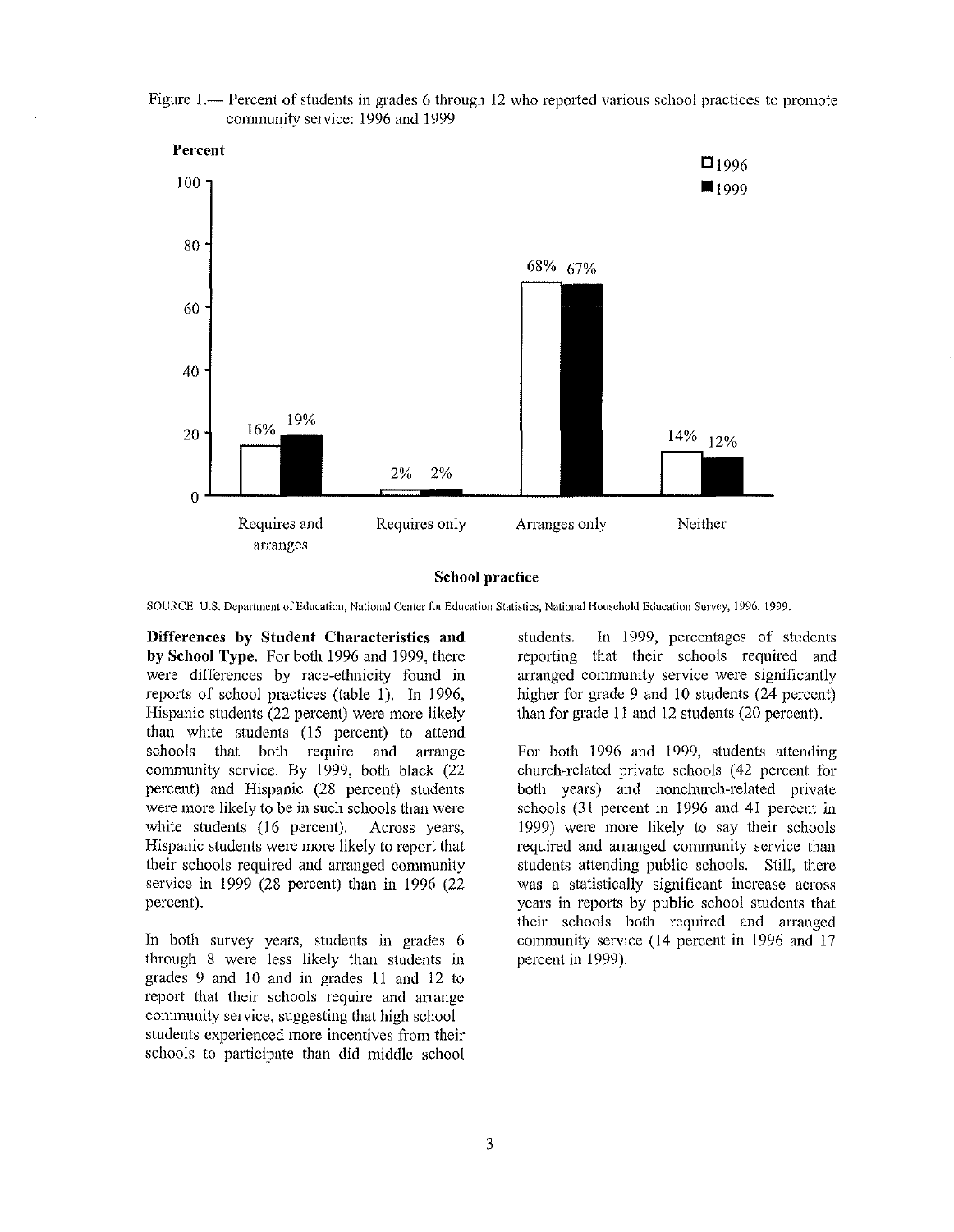Figure 1.— Percent of students in grades 6 through 12 who reported various school practices to promote community service: 1996 and 1999

| School practice | 1996 | 1999 |
|---|---|---|
| Requires and arranges | 16% | 19% |
| Requires only | 2% | 2% |
| Arranges only | 68% | 67% |
| Neither | 14% | 12% |

SOURCE: U.S. Department of Education, National Center for Education Statistics, National Household Education Survey, 1996, 1999.

**Differences by Student Characteristics and by School Type.** For both 1996 and 1999, there were differences by race-ethnicity found in reports of school practices (table 1). In 1996, Hispanic students (22 percent) were more likely than white students (15 percent) to attend schools that both require and arrange community service. By 1999, both black (22 percent) and Hispanic (28 percent) students were more likely to be in such schools than were white students (16 percent). Across years, Hispanic students were more likely to report that their schools required and arranged community service in 1999 (28 percent) than in 1996 (22 percent).

In both survey years, students in grades 6 through 8 were less likely than students in grades 9 and 10 and in grades 11 and 12 to report that their schools require and arrange community service, suggesting that high school students experienced more incentives from their schools to participate than did middle school students. In 1999, percentages of students reporting that their schools required and arranged community service were significantly higher for grade 9 and 10 students (24 percent) than for grade 11 and 12 students (20 percent).

For both 1996 and 1999, students attending church-related private schools (42 percent for both years) and nonchurch-related private schools (31 percent in 1996 and 41 percent in 1999) were more likely to say their schools required and arranged community service than students attending public schools. Still, there was a statistically significant increase across years in reports by public school students that their schools both required and arranged community service (14 percent in 1996 and 17 percent in 1999).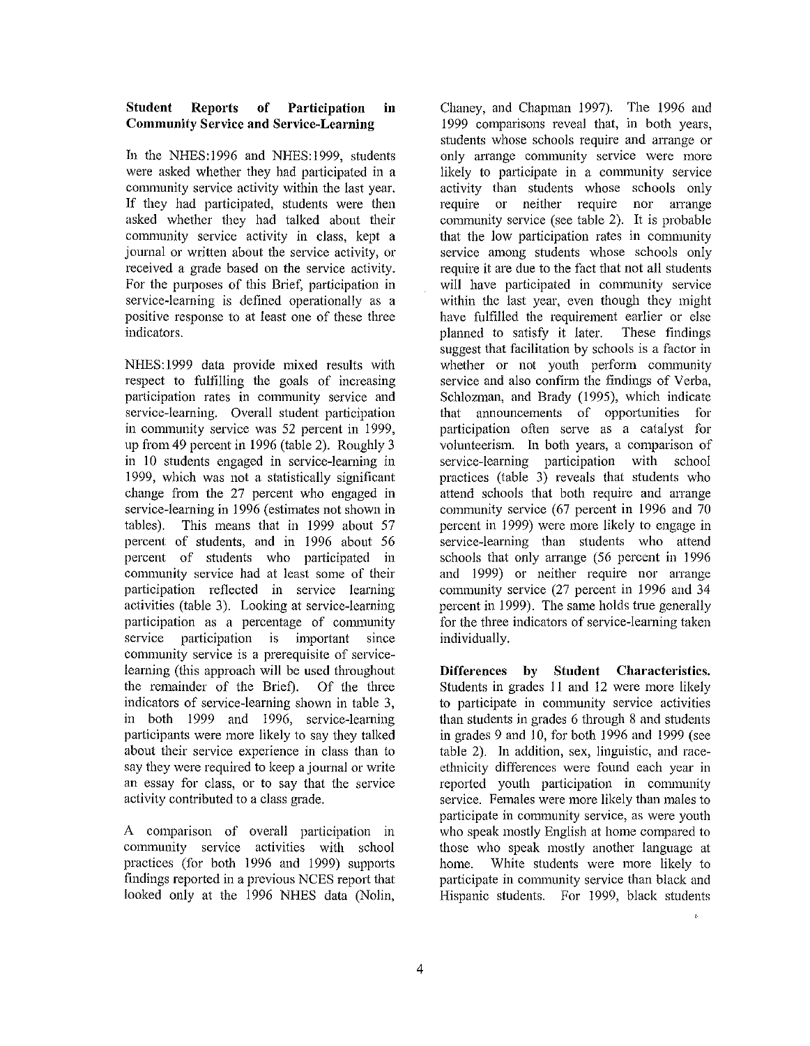### Student Reports of Participation in Community Service and Service-Learning

In the NHES:1996 and NHES:1999, students were asked whether they had participated in a community service activity within the last year. If they had participated, students were then asked whether they had talked about their community service activity in class, kept a journal or written about the service activity, or received a grade based on the service activity. For the purposes of this Brief, participation in service-learning is defined operationally as a positive response to at least one of these three indicators.

NHES:1999 data provide mixed results with respect to fulfilling the goals of increasing participation rates in community service and service-learning. Overall student participation in community service was 52 percent in 1999, up from 49 percent in 1996 (table 2). Roughly 3 in 10 students engaged in service-learning in 1999, which was not a statistically significant change from the 27 percent who engaged in service-learning in 1996 (estimates not shown in tables). This means that in 1999 about 57 percent of students, and in 1996 about 56 percent of students who participated in community service had at least some of their participation reflected in service learning activities (table 3). Looking at service-learning participation as a percentage of community service participation is important since community service is a prerequisite of service-learning (this approach will be used throughout the remainder of the Brief). Of the three indicators of service-learning shown in table 3, in both 1999 and 1996, service-learning participants were more likely to say they talked about their service experience in class than to say they were required to keep a journal or write an essay for class, or to say that the service activity contributed to a class grade.

A comparison of overall participation in community service activities with school practices (for both 1996 and 1999) supports findings reported in a previous NCES report that looked only at the 1996 NHES data (Nolin, Chaney, and Chapman 1997). The 1996 and 1999 comparisons reveal that, in both years, students whose schools require and arrange or only arrange community service were more likely to participate in a community service activity than students whose schools only require or neither require nor arrange community service (see table 2). It is probable that the low participation rates in community service among students whose schools only require it are due to the fact that not all students will have participated in community service within the last year, even though they might have fulfilled the requirement earlier or else planned to satisfy it later. These findings suggest that facilitation by schools is a factor in whether or not youth perform community service and also confirm the findings of Verba, Schlozman, and Brady (1995), which indicate that announcements of opportunities for participation often serve as a catalyst for volunteerism. In both years, a comparison of service-learning participation with school practices (table 3) reveals that students who attend schools that both require and arrange community service (67 percent in 1996 and 70 percent in 1999) were more likely to engage in service-learning than students who attend schools that only arrange (56 percent in 1996 and 1999) or neither require nor arrange community service (27 percent in 1996 and 34 percent in 1999). The same holds true generally for the three indicators of service-learning taken individually.

**Differences by Student Characteristics.** Students in grades 11 and 12 were more likely to participate in community service activities than students in grades 6 through 8 and students in grades 9 and 10, for both 1996 and 1999 (see table 2). In addition, sex, linguistic, and race-ethnicity differences were found each year in reported youth participation in community service. Females were more likely than males to participate in community service, as were youth who speak mostly English at home compared to those who speak mostly another language at home. White students were more likely to participate in community service than black and Hispanic students. For 1999, black students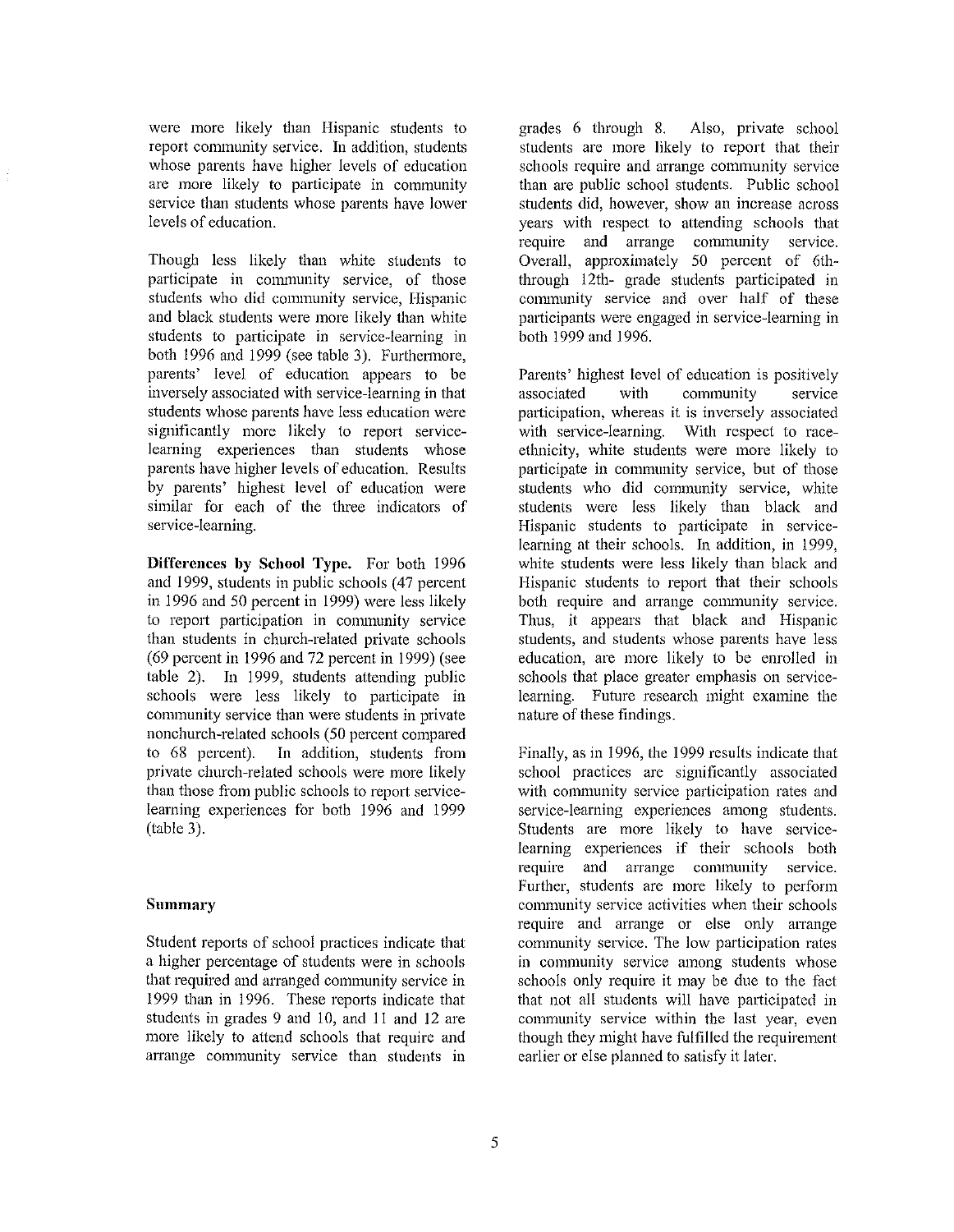were more likely than Hispanic students to report community service. In addition, students whose parents have higher levels of education are more likely to participate in community service than students whose parents have lower levels of education.

Though less likely than white students to participate in community service, of those students who did community service, Hispanic and black students were more likely than white students to participate in service-learning in both 1996 and 1999 (see table 3). Furthermore, parents' level of education appears to be inversely associated with service-learning in that students whose parents have less education were significantly more likely to report service-learning experiences than students whose parents have higher levels of education. Results by parents' highest level of education were similar for each of the three indicators of service-learning.

**Differences by School Type.** For both 1996 and 1999, students in public schools (47 percent in 1996 and 50 percent in 1999) were less likely to report participation in community service than students in church-related private schools (69 percent in 1996 and 72 percent in 1999) (see table 2). In 1999, students attending public schools were less likely to participate in community service than were students in private nonchurch-related schools (50 percent compared to 68 percent). In addition, students from private church-related schools were more likely than those from public schools to report service-learning experiences for both 1996 and 1999 (table 3).

## Summary

Student reports of school practices indicate that a higher percentage of students were in schools that required and arranged community service in 1999 than in 1996. These reports indicate that students in grades 9 and 10, and 11 and 12 are more likely to attend schools that require and arrange community service than students in grades 6 through 8. Also, private school students are more likely to report that their schools require and arrange community service than are public school students. Public school students did, however, show an increase across years with respect to attending schools that require and arrange community service. Overall, approximately 50 percent of 6th-through 12th- grade students participated in community service and over half of these participants were engaged in service-learning in both 1999 and 1996.

Parents' highest level of education is positively associated with community service participation, whereas it is inversely associated with service-learning. With respect to race-ethnicity, white students were more likely to participate in community service, but of those students who did community service, white students were less likely than black and Hispanic students to participate in service-learning at their schools. In addition, in 1999, white students were less likely than black and Hispanic students to report that their schools both require and arrange community service. Thus, it appears that black and Hispanic students, and students whose parents have less education, are more likely to be enrolled in schools that place greater emphasis on service-learning. Future research might examine the nature of these findings.

Finally, as in 1996, the 1999 results indicate that school practices are significantly associated with community service participation rates and service-learning experiences among students. Students are more likely to have service-learning experiences if their schools both require and arrange community service. Further, students are more likely to perform community service activities when their schools require and arrange or else only arrange community service. The low participation rates in community service among students whose schools only require it may be due to the fact that not all students will have participated in community service within the last year, even though they might have fulfilled the requirement earlier or else planned to satisfy it later.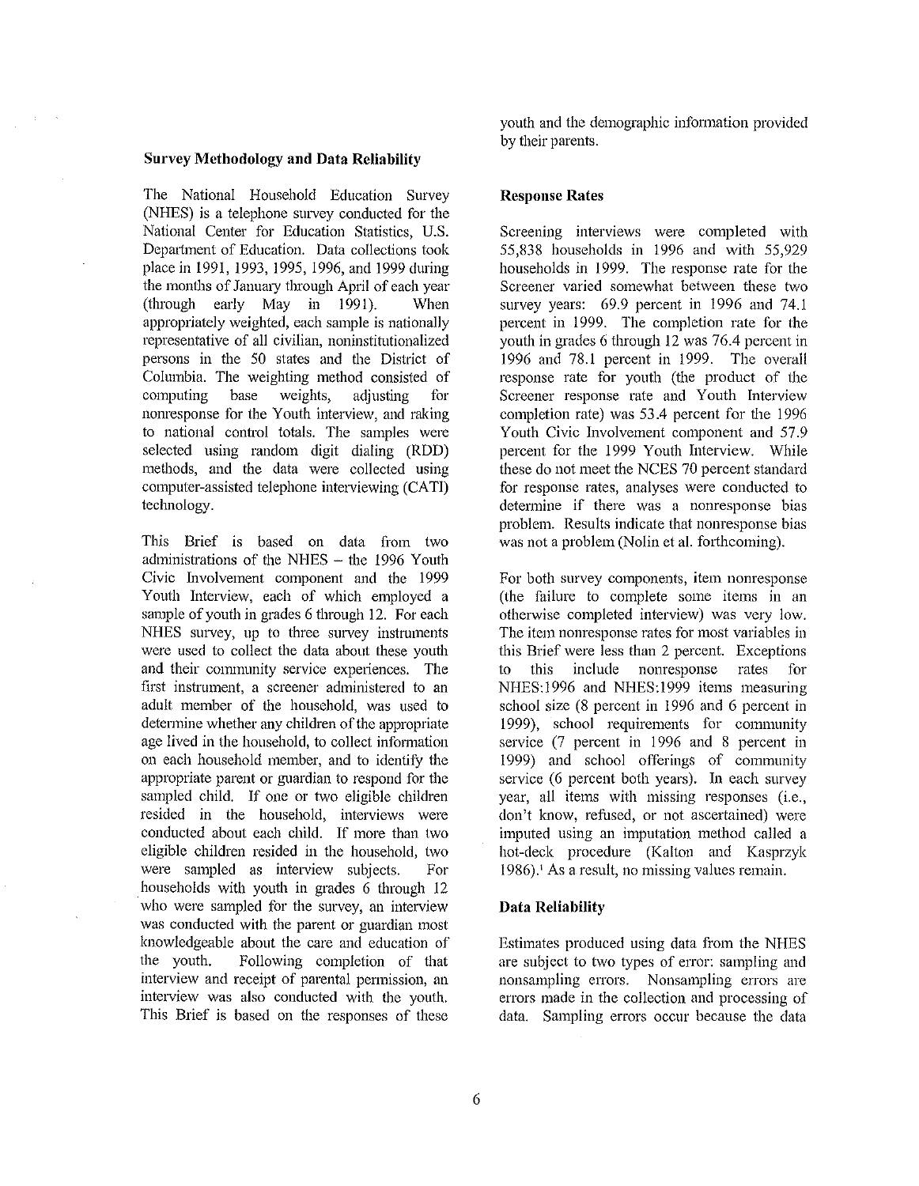### Survey Methodology and Data Reliability

The National Household Education Survey (NHES) is a telephone survey conducted for the National Center for Education Statistics, U.S. Department of Education. Data collections took place in 1991, 1993, 1995, 1996, and 1999 during the months of January through April of each year (through early May in 1991). When appropriately weighted, each sample is nationally representative of all civilian, noninstitutionalized persons in the 50 states and the District of Columbia. The weighting method consisted of computing base weights, adjusting for nonresponse for the Youth interview, and raking to national control totals. The samples were selected using random digit dialing (RDD) methods, and the data were collected using computer-assisted telephone interviewing (CATI) technology.

This Brief is based on data from two administrations of the NHES – the 1996 Youth Civic Involvement component and the 1999 Youth Interview, each of which employed a sample of youth in grades 6 through 12. For each NHES survey, up to three survey instruments were used to collect the data about these youth and their community service experiences. The first instrument, a screener administered to an adult member of the household, was used to determine whether any children of the appropriate age lived in the household, to collect information on each household member, and to identify the appropriate parent or guardian to respond for the sampled child. If one or two eligible children resided in the household, interviews were conducted about each child. If more than two eligible children resided in the household, two were sampled as interview subjects. For households with youth in grades 6 through 12 who were sampled for the survey, an interview was conducted with the parent or guardian most knowledgeable about the care and education of the youth. Following completion of that interview and receipt of parental permission, an interview was also conducted with the youth. This Brief is based on the responses of these youth and the demographic information provided by their parents.

### Response Rates

Screening interviews were completed with 55,838 households in 1996 and with 55,929 households in 1999. The response rate for the Screener varied somewhat between these two survey years: 69.9 percent in 1996 and 74.1 percent in 1999. The completion rate for the youth in grades 6 through 12 was 76.4 percent in 1996 and 78.1 percent in 1999. The overall response rate for youth (the product of the Screener response rate and Youth Interview completion rate) was 53.4 percent for the 1996 Youth Civic Involvement component and 57.9 percent for the 1999 Youth Interview. While these do not meet the NCES 70 percent standard for response rates, analyses were conducted to determine if there was a nonresponse bias problem. Results indicate that nonresponse bias was not a problem (Nolin et al. forthcoming).

For both survey components, item nonresponse (the failure to complete some items in an otherwise completed interview) was very low. The item nonresponse rates for most variables in this Brief were less than 2 percent. Exceptions to this include nonresponse rates for NHES:1996 and NHES:1999 items measuring school size (8 percent in 1996 and 6 percent in 1999), school requirements for community service (7 percent in 1996 and 8 percent in 1999) and school offerings of community service (6 percent both years). In each survey year, all items with missing responses (i.e., don't know, refused, or not ascertained) were imputed using an imputation method called a hot-deck procedure (Kalton and Kasprzyk 1986).[1] As a result, no missing values remain.

### Data Reliability

Estimates produced using data from the NHES are subject to two types of error: sampling and nonsampling errors. Nonsampling errors are errors made in the collection and processing of data. Sampling errors occur because the data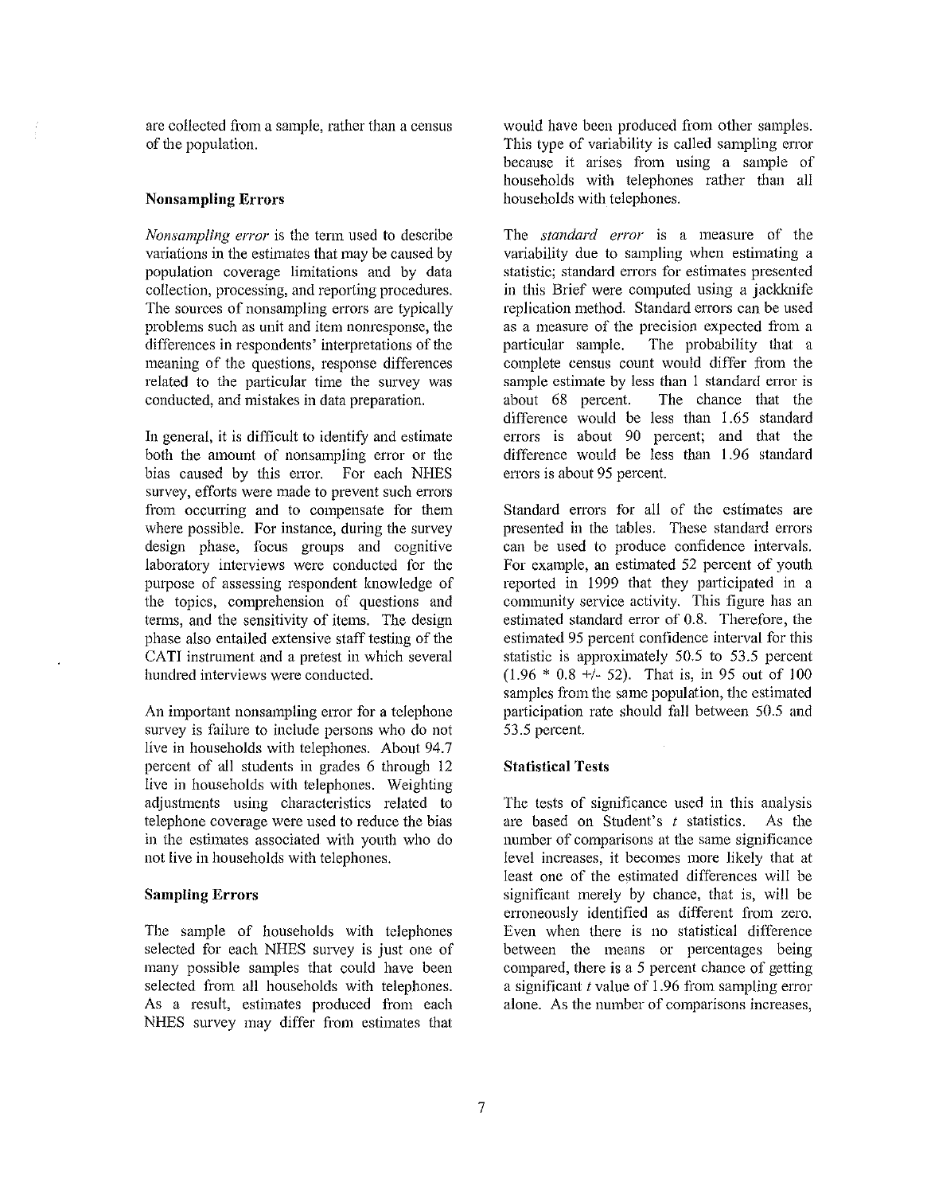are collected from a sample, rather than a census of the population.

**Nonsampling Errors**

*Nonsampling error* is the term used to describe variations in the estimates that may be caused by population coverage limitations and by data collection, processing, and reporting procedures. The sources of nonsampling errors are typically problems such as unit and item nonresponse, the differences in respondents' interpretations of the meaning of the questions, response differences related to the particular time the survey was conducted, and mistakes in data preparation.

In general, it is difficult to identify and estimate both the amount of nonsampling error or the bias caused by this error. For each NHES survey, efforts were made to prevent such errors from occurring and to compensate for them where possible. For instance, during the survey design phase, focus groups and cognitive laboratory interviews were conducted for the purpose of assessing respondent knowledge of the topics, comprehension of questions and terms, and the sensitivity of items. The design phase also entailed extensive staff testing of the CATI instrument and a pretest in which several hundred interviews were conducted.

An important nonsampling error for a telephone survey is failure to include persons who do not live in households with telephones. About 94.7 percent of all students in grades 6 through 12 live in households with telephones. Weighting adjustments using characteristics related to telephone coverage were used to reduce the bias in the estimates associated with youth who do not live in households with telephones.

**Sampling Errors**

The sample of households with telephones selected for each NHES survey is just one of many possible samples that could have been selected from all households with telephones. As a result, estimates produced from each NHES survey may differ from estimates that would have been produced from other samples. This type of variability is called sampling error because it arises from using a sample of households with telephones rather than all households with telephones.

The *standard error* is a measure of the variability due to sampling when estimating a statistic; standard errors for estimates presented in this Brief were computed using a jackknife replication method. Standard errors can be used as a measure of the precision expected from a particular sample. The probability that a complete census count would differ from the sample estimate by less than 1 standard error is about 68 percent. The chance that the difference would be less than 1.65 standard errors is about 90 percent; and that the difference would be less than 1.96 standard errors is about 95 percent.

Standard errors for all of the estimates are presented in the tables. These standard errors can be used to produce confidence intervals. For example, an estimated 52 percent of youth reported in 1999 that they participated in a community service activity. This figure has an estimated standard error of 0.8. Therefore, the estimated 95 percent confidence interval for this statistic is approximately 50.5 to 53.5 percent (1.96 * 0.8 +/- 52). That is, in 95 out of 100 samples from the same population, the estimated participation rate should fall between 50.5 and 53.5 percent.

**Statistical Tests**

The tests of significance used in this analysis are based on Student's *t* statistics. As the number of comparisons at the same significance level increases, it becomes more likely that at least one of the estimated differences will be significant merely by chance, that is, will be erroneously identified as different from zero. Even when there is no statistical difference between the means or percentages being compared, there is a 5 percent chance of getting a significant *t* value of 1.96 from sampling error alone. As the number of comparisons increases,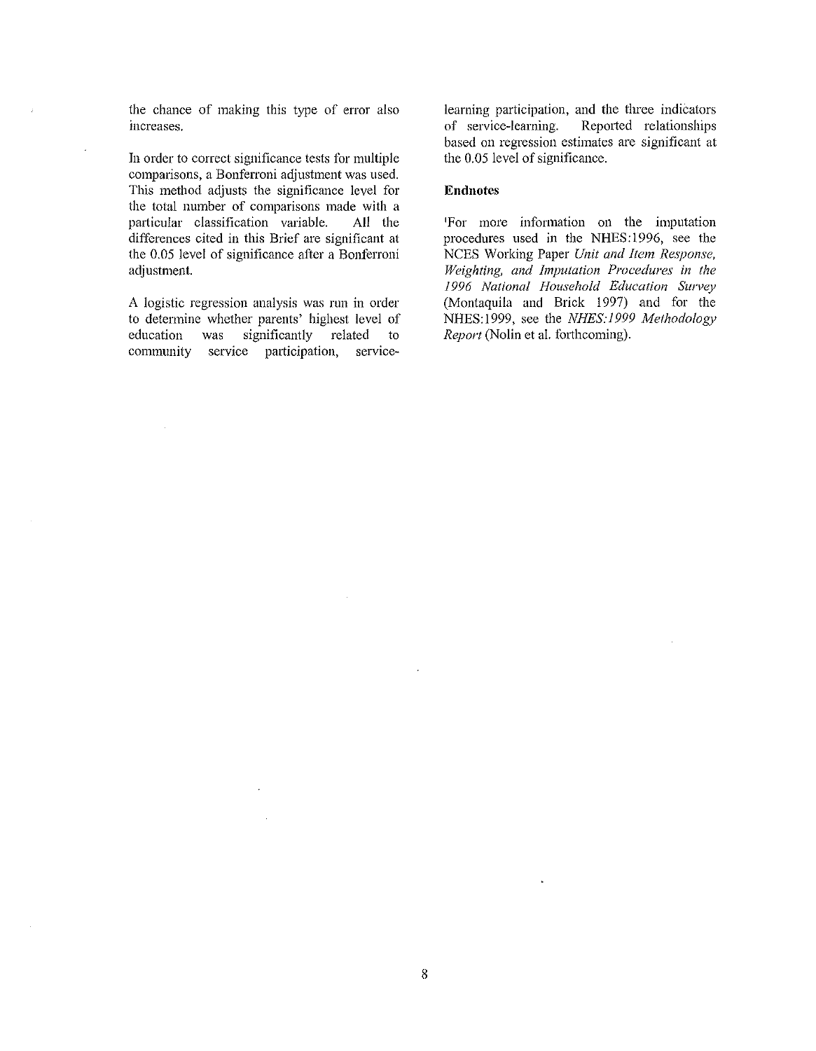the chance of making this type of error also increases.

In order to correct significance tests for multiple comparisons, a Bonferroni adjustment was used. This method adjusts the significance level for the total number of comparisons made with a particular classification variable. All the differences cited in this Brief are significant at the 0.05 level of significance after a Bonferroni adjustment.

A logistic regression analysis was run in order to determine whether parents' highest level of education was significantly related to community service participation, service-learning participation, and the three indicators of service-learning. Reported relationships based on regression estimates are significant at the 0.05 level of significance.

**Endnotes**

[1]For more information on the imputation procedures used in the NHES:1996, see the NCES Working Paper *Unit and Item Response, Weighting, and Imputation Procedures in the 1996 National Household Education Survey* (Montaquila and Brick 1997) and for the NHES:1999, see the *NHES:1999 Methodology Report* (Nolin et al. forthcoming).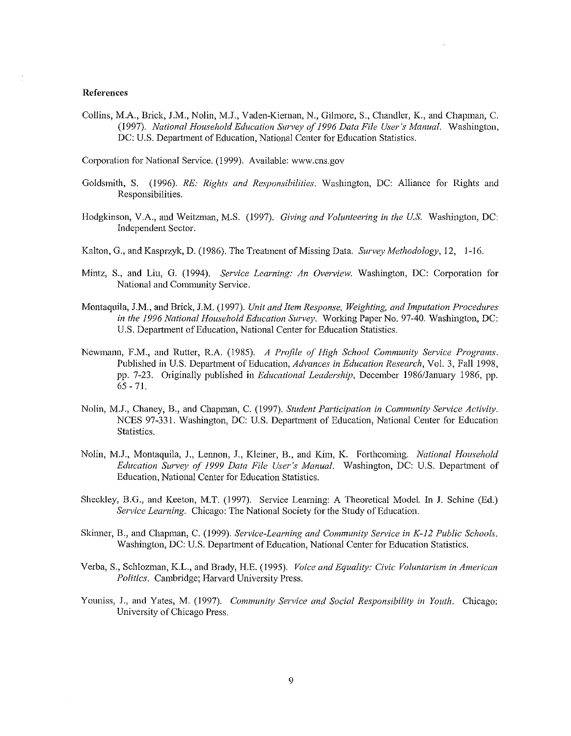**References**

Collins, M.A., Brick, J.M., Nolin, M.J., Vaden-Kiernan, N., Gilmore, S., Chandler, K., and Chapman, C. (1997). *National Household Education Survey of 1996 Data File User's Manual.* Washington, DC: U.S. Department of Education, National Center for Education Statistics.

Corporation for National Service. (1999). Available: www.cns.gov

Goldsmith, S. (1996). *RE: Rights and Responsibilities.* Washington, DC: Alliance for Rights and Responsibilities.

Hodgkinson, V.A., and Weitzman, M.S. (1997). *Giving and Volunteering in the U.S.* Washington, DC: Independent Sector.

Kalton, G., and Kasprzyk, D. (1986). The Treatment of Missing Data. *Survey Methodology*, 12, 1-16.

Mintz, S., and Liu, G. (1994). *Service Learning: An Overview.* Washington, DC: Corporation for National and Community Service.

Montaquila, J.M., and Brick, J.M. (1997). *Unit and Item Response, Weighting, and Imputation Procedures in the 1996 National Household Education Survey.* Working Paper No. 97-40. Washington, DC: U.S. Department of Education, National Center for Education Statistics.

Newmann, F.M., and Rutter, R.A. (1985). *A Profile of High School Community Service Programs.* Published in U.S. Department of Education, *Advances in Education Research*, Vol. 3, Fall 1998, pp. 7-23. Originally published in *Educational Leadership*, December 1986/January 1986, pp. 65 - 71.

Nolin, M.J., Chaney, B., and Chapman, C. (1997). *Student Participation in Community Service Activity.* NCES 97-331. Washington, DC: U.S. Department of Education, National Center for Education Statistics.

Nolin, M.J., Montaquila, J., Lennon, J., Kleiner, B., and Kim, K. Forthcoming. *National Household Education Survey of 1999 Data File User's Manual.* Washington, DC: U.S. Department of Education, National Center for Education Statistics.

Sheckley, B.G., and Keeton, M.T. (1997). Service Learning: A Theoretical Model. In J. Schine (Ed.) *Service Learning.* Chicago: The National Society for the Study of Education.

Skinner, B., and Chapman, C. (1999). *Service-Learning and Community Service in K-12 Public Schools.* Washington, DC: U.S. Department of Education, National Center for Education Statistics.

Verba, S., Schlozman, K.L., and Brady, H.E. (1995). *Voice and Equality: Civic Voluntarism in American Politics.* Cambridge; Harvard University Press.

Youniss, J., and Yates, M. (1997). *Community Service and Social Responsibility in Youth.* Chicago: University of Chicago Press.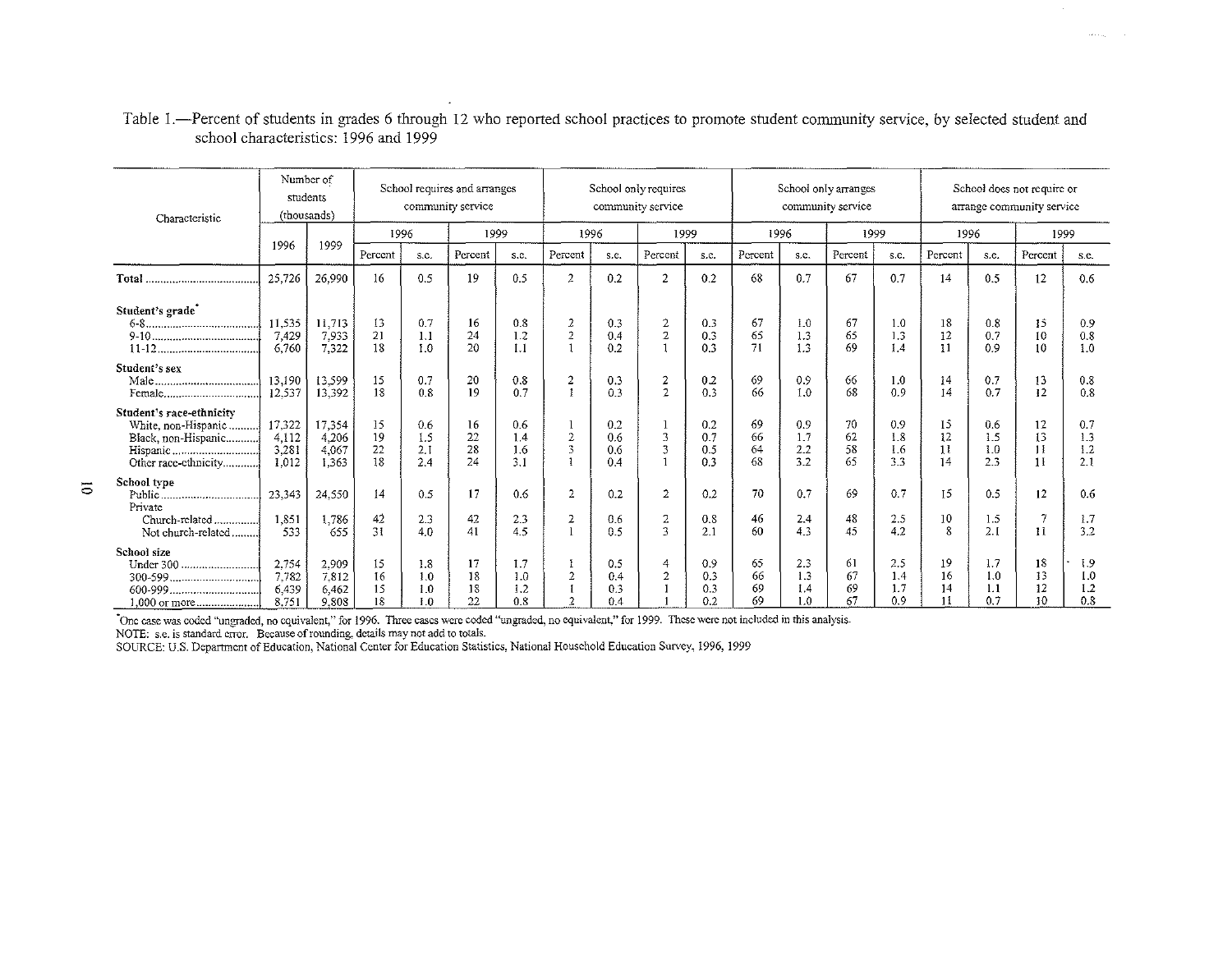Table 1.—Percent of students in grades 6 through 12 who reported school practices to promote student community service, by selected student and school characteristics: 1996 and 1999

| Characteristic | Number of students (thousands) | | School requires and arranges community service | | | | School only requires community service | | | | School only arranges community service | | | | School does not require or arrange community service | | | |
|---|---|---|---|---|---|---|---|---|---|---|---|---|---|---|---|---|---|---|
| | | | 1996 | | 1999 | | 1996 | | 1999 | | 1996 | | 1999 | | 1996 | | 1999 | |
| | 1996 | 1999 | Percent | s.e. | Percent | s.e. | Percent | s.e. | Percent | s.e. | Percent | s.e. | Percent | s.e. | Percent | s.e. | Percent | s.e. |
| **Total** | 25,726 | 26,990 | 16 | 0.5 | 19 | 0.5 | 2 | 0.2 | 2 | 0.2 | 68 | 0.7 | 67 | 0.7 | 14 | 0.5 | 12 | 0.6 |
| **Student's grade*** | | | | | | | | | | | | | | | | | | |
| 6-8 | 11,535 | 11,713 | 13 | 0.7 | 16 | 0.8 | 2 | 0.3 | 2 | 0.3 | 67 | 1.0 | 67 | 1.0 | 18 | 0.8 | 15 | 0.9 |
| 9-10 | 7,429 | 7,933 | 21 | 1.1 | 24 | 1.2 | 2 | 0.4 | 2 | 0.3 | 65 | 1.3 | 65 | 1.3 | 12 | 0.7 | 10 | 0.8 |
| 11-12 | 6,760 | 7,322 | 18 | 1.0 | 20 | 1.1 | 1 | 0.2 | 1 | 0.3 | 71 | 1.3 | 69 | 1.4 | 11 | 0.9 | 10 | 1.0 |
| **Student's sex** | | | | | | | | | | | | | | | | | | |
| Male | 13,190 | 13,599 | 15 | 0.7 | 20 | 0.8 | 2 | 0.3 | 2 | 0.2 | 69 | 0.9 | 66 | 1.0 | 14 | 0.7 | 13 | 0.8 |
| Female | 12,537 | 13,392 | 18 | 0.8 | 19 | 0.7 | 1 | 0.3 | 2 | 0.3 | 66 | 1.0 | 68 | 0.9 | 14 | 0.7 | 12 | 0.8 |
| **Student's race-ethnicity** | | | | | | | | | | | | | | | | | | |
| White, non-Hispanic | 17,322 | 17,354 | 15 | 0.6 | 16 | 0.6 | 1 | 0.2 | 1 | 0.2 | 69 | 0.9 | 70 | 0.9 | 15 | 0.6 | 12 | 0.7 |
| Black, non-Hispanic | 4,112 | 4,206 | 19 | 1.5 | 22 | 1.4 | 2 | 0.6 | 3 | 0.7 | 66 | 1.7 | 62 | 1.8 | 12 | 1.5 | 13 | 1.3 |
| Hispanic | 3,281 | 4,067 | 22 | 2.1 | 28 | 1.6 | 3 | 0.6 | 3 | 0.5 | 64 | 2.2 | 58 | 1.6 | 11 | 1.0 | 11 | 1.2 |
| Other race-ethnicity | 1,012 | 1,363 | 18 | 2.4 | 24 | 3.1 | 1 | 0.4 | 1 | 0.3 | 68 | 3.2 | 65 | 3.3 | 14 | 2.3 | 11 | 2.1 |
| **School type** | | | | | | | | | | | | | | | | | | |
| Public | 23,343 | 24,550 | 14 | 0.5 | 17 | 0.6 | 2 | 0.2 | 2 | 0.2 | 70 | 0.7 | 69 | 0.7 | 15 | 0.5 | 12 | 0.6 |
| Private | | | | | | | | | | | | | | | | | | |
| Church-related | 1,851 | 1,786 | 42 | 2.3 | 42 | 2.3 | 2 | 0.6 | 2 | 0.8 | 46 | 2.4 | 48 | 2.5 | 10 | 1.5 | 7 | 1.7 |
| Not church-related | 533 | 655 | 31 | 4.0 | 41 | 4.5 | 1 | 0.5 | 3 | 2.1 | 60 | 4.3 | 45 | 4.2 | 8 | 2.1 | 11 | 3.2 |
| **School size** | | | | | | | | | | | | | | | | | | |
| Under 300 | 2,754 | 2,909 | 15 | 1.8 | 17 | 1.7 | 1 | 0.5 | 4 | 0.9 | 65 | 2.3 | 61 | 2.5 | 19 | 1.7 | 18 | 1.9 |
| 300-599 | 7,782 | 7,812 | 16 | 1.0 | 18 | 1.0 | 2 | 0.4 | 2 | 0.3 | 66 | 1.3 | 67 | 1.4 | 16 | 1.0 | 13 | 1.0 |
| 600-999 | 6,439 | 6,462 | 15 | 1.0 | 18 | 1.2 | 1 | 0.3 | 1 | 0.3 | 69 | 1.4 | 69 | 1.7 | 14 | 1.1 | 12 | 1.2 |
| 1,000 or more | 8,751 | 9,808 | 18 | 1.0 | 22 | 0.8 | 2 | 0.4 | 1 | 0.2 | 69 | 1.0 | 67 | 0.9 | 11 | 0.7 | 10 | 0.8 |

*One case was coded "ungraded, no equivalent," for 1996. Three cases were coded "ungraded, no equivalent," for 1999. These were not included in this analysis.

NOTE: s.e. is standard error. Because of rounding, details may not add to totals.

SOURCE: U.S. Department of Education, National Center for Education Statistics, National Household Education Survey, 1996, 1999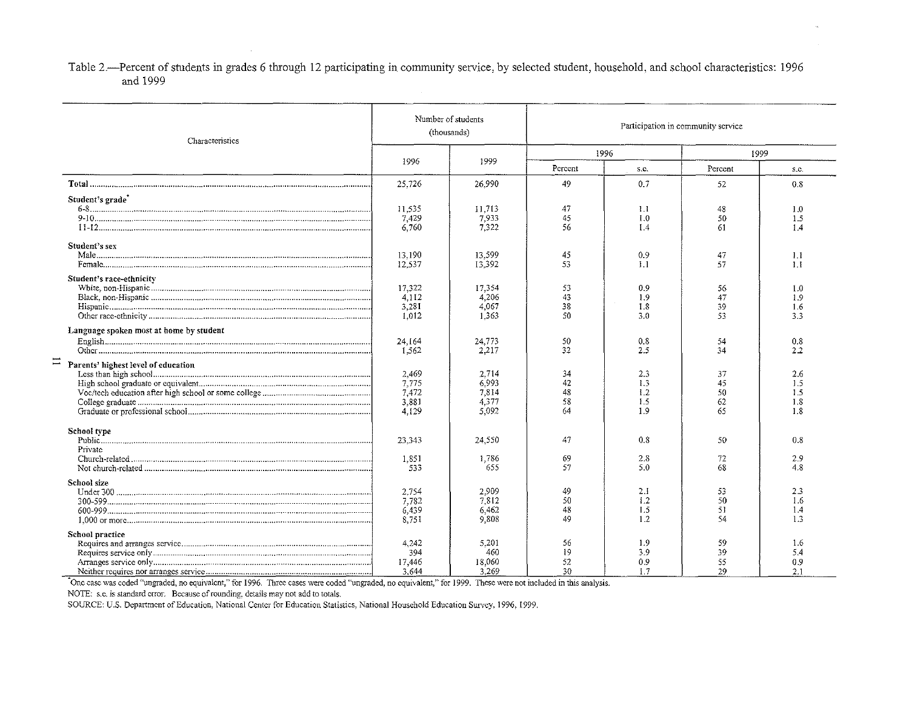Table 2.—Percent of students in grades 6 through 12 participating in community service, by selected student, household, and school characteristics: 1996 and 1999

| Characteristics | Number of students (thousands) | | Participation in community service | | | |
|---|---|---|---|---|---|---|
| | 1996 | 1999 | 1996 | | 1999 | |
| | | | Percent | s.e. | Percent | s.e. |
| **Total** | 25,726 | 26,990 | 49 | 0.7 | 52 | 0.8 |
| **Student's grade*** | | | | | | |
| 6-8 | 11,535 | 11,713 | 47 | 1.1 | 48 | 1.0 |
| 9-10 | 7,429 | 7,933 | 45 | 1.0 | 50 | 1.5 |
| 11-12 | 6,760 | 7,322 | 56 | 1.4 | 61 | 1.4 |
| **Student's sex** | | | | | | |
| Male | 13,190 | 13,599 | 45 | 0.9 | 47 | 1.1 |
| Female | 12,537 | 13,392 | 53 | 1.1 | 57 | 1.1 |
| **Student's race-ethnicity** | | | | | | |
| White, non-Hispanic | 17,322 | 17,354 | 53 | 0.9 | 56 | 1.0 |
| Black, non-Hispanic | 4,112 | 4,206 | 43 | 1.9 | 47 | 1.9 |
| Hispanic | 3,281 | 4,067 | 38 | 1.8 | 39 | 1.6 |
| Other race-ethnicity | 1,012 | 1,363 | 50 | 3.0 | 53 | 3.3 |
| **Language spoken most at home by student** | | | | | | |
| English | 24,164 | 24,773 | 50 | 0.8 | 54 | 0.8 |
| Other | 1,562 | 2,217 | 32 | 2.5 | 34 | 2.2 |
| **Parents' highest level of education** | | | | | | |
| Less than high school | 2,469 | 2,714 | 34 | 2.3 | 37 | 2.6 |
| High school graduate or equivalent | 7,775 | 6,993 | 42 | 1.3 | 45 | 1.5 |
| Voc/tech education after high school or some college | 7,472 | 7,814 | 48 | 1.2 | 50 | 1.5 |
| College graduate | 3,881 | 4,377 | 58 | 1.5 | 62 | 1.8 |
| Graduate or professional school | 4,129 | 5,092 | 64 | 1.9 | 65 | 1.8 |
| **School type** | | | | | | |
| Public | 23,343 | 24,550 | 47 | 0.8 | 50 | 0.8 |
| Private | | | | | | |
| Church-related | 1,851 | 1,786 | 69 | 2.8 | 72 | 2.9 |
| Not church-related | 533 | 655 | 57 | 5.0 | 68 | 4.8 |
| **School size** | | | | | | |
| Under 300 | 2,754 | 2,909 | 49 | 2.1 | 53 | 2.3 |
| 300-599 | 7,782 | 7,812 | 50 | 1.2 | 50 | 1.6 |
| 600-999 | 6,439 | 6,462 | 48 | 1.5 | 51 | 1.4 |
| 1,000 or more | 8,751 | 9,808 | 49 | 1.2 | 54 | 1.3 |
| **School practice** | | | | | | |
| Requires and arranges service | 4,242 | 5,201 | 56 | 1.9 | 59 | 1.6 |
| Requires service only | 394 | 460 | 19 | 3.9 | 39 | 5.4 |
| Arranges service only | 17,446 | 18,060 | 52 | 0.9 | 55 | 0.9 |
| Neither requires nor arranges service | 3,644 | 3,269 | 30 | 1.7 | 29 | 2.1 |

*One case was coded "ungraded, no equivalent," for 1996. Three cases were coded "ungraded, no equivalent," for 1999. These were not included in this analysis.

NOTE: s.e. is standard error. Because of rounding, details may not add to totals.

SOURCE: U.S. Department of Education, National Center for Education Statistics, National Household Education Survey, 1996, 1999.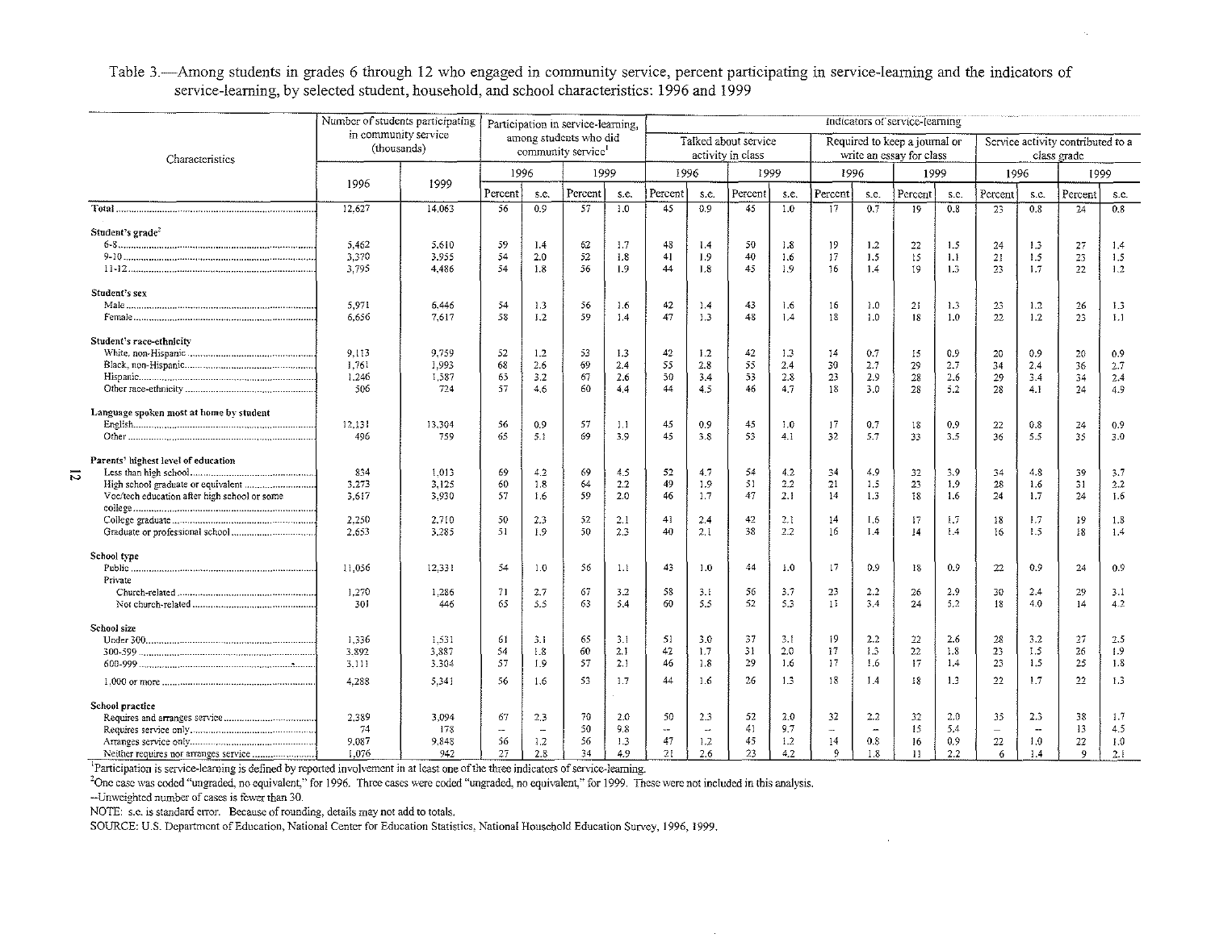Table 3.—Among students in grades 6 through 12 who engaged in community service, percent participating in service-learning and the indicators of service-learning, by selected student, household, and school characteristics: 1996 and 1999

| Characteristics | Number of students participating in community service (thousands) | | Participation in service-learning, among students who did community service[1] | | | | Indicators of service-learning: Talked about service activity in class | | | | Required to keep a journal or write an essay for class | | | | Service activity contributed to a class grade | | | |
|---|---|---|---|---|---|---|---|---|---|---|---|---|---|---|---|---|---|---|
| | 1996 | 1999 | 1996 | | 1999 | | 1996 | | 1999 | | 1996 | | 1999 | | 1996 | | 1999 | |
| | | | Percent | s.e. | Percent | s.e. | Percent | s.e. | Percent | s.e. | Percent | s.e. | Percent | s.e. | Percent | s.e. | Percent | s.e. |
| Total | 12,627 | 14,063 | 56 | 0.9 | 57 | 1.0 | 45 | 0.9 | 45 | 1.0 | 17 | 0.7 | 19 | 0.8 | 23 | 0.8 | 24 | 0.8 |
| **Student's grade[2]** | | | | | | | | | | | | | | | | | | |
| 6-8 | 5,462 | 5,610 | 59 | 1.4 | 62 | 1.7 | 48 | 1.4 | 50 | 1.8 | 19 | 1.2 | 22 | 1.5 | 24 | 1.3 | 27 | 1.4 |
| 9-10 | 3,370 | 3,955 | 54 | 2.0 | 52 | 1.8 | 41 | 1.9 | 40 | 1.6 | 17 | 1.5 | 15 | 1.1 | 21 | 1.5 | 23 | 1.5 |
| 11-12 | 3,795 | 4,486 | 54 | 1.8 | 56 | 1.9 | 44 | 1.8 | 45 | 1.9 | 16 | 1.4 | 19 | 1.3 | 23 | 1.7 | 22 | 1.2 |
| **Student's sex** | | | | | | | | | | | | | | | | | | |
| Male | 5,971 | 6,446 | 54 | 1.3 | 56 | 1.6 | 42 | 1.4 | 43 | 1.6 | 16 | 1.0 | 21 | 1.3 | 23 | 1.2 | 26 | 1.3 |
| Female | 6,656 | 7,617 | 58 | 1.2 | 59 | 1.4 | 47 | 1.3 | 48 | 1.4 | 18 | 1.0 | 18 | 1.0 | 22 | 1.2 | 23 | 1.1 |
| **Student's race-ethnicity** | | | | | | | | | | | | | | | | | | |
| White, non-Hispanic | 9,113 | 9,759 | 52 | 1.2 | 53 | 1.3 | 42 | 1.2 | 42 | 1.3 | 14 | 0.7 | 15 | 0.9 | 20 | 0.9 | 20 | 0.9 |
| Black, non-Hispanic | 1,761 | 1,993 | 68 | 2.6 | 69 | 2.4 | 55 | 2.8 | 55 | 2.4 | 30 | 2.7 | 29 | 2.7 | 34 | 2.4 | 36 | 2.7 |
| Hispanic | 1,246 | 1,587 | 65 | 3.2 | 67 | 2.6 | 50 | 3.4 | 53 | 2.8 | 23 | 2.9 | 28 | 2.6 | 29 | 3.4 | 34 | 2.4 |
| Other race-ethnicity | 506 | 724 | 57 | 4.6 | 60 | 4.4 | 44 | 4.5 | 46 | 4.7 | 18 | 3.0 | 28 | 5.2 | 28 | 4.1 | 24 | 4.9 |
| **Language spoken most at home by student** | | | | | | | | | | | | | | | | | | |
| English | 12,131 | 13,304 | 56 | 0.9 | 57 | 1.1 | 45 | 0.9 | 45 | 1.0 | 17 | 0.7 | 18 | 0.9 | 22 | 0.8 | 24 | 0.9 |
| Other | 496 | 759 | 65 | 5.1 | 69 | 3.9 | 45 | 3.8 | 53 | 4.1 | 32 | 5.7 | 33 | 3.5 | 36 | 5.5 | 35 | 3.0 |
| **Parents' highest level of education** | | | | | | | | | | | | | | | | | | |
| Less than high school | 834 | 1,013 | 69 | 4.2 | 69 | 4.5 | 52 | 4.7 | 54 | 4.2 | 34 | 4.9 | 32 | 3.9 | 34 | 4.8 | 39 | 3.7 |
| High school graduate or equivalent | 3,273 | 3,125 | 60 | 1.8 | 64 | 2.2 | 49 | 1.9 | 51 | 2.2 | 21 | 1.5 | 23 | 1.9 | 28 | 1.6 | 31 | 2.2 |
| Voc/tech education after high school or some college | 3,617 | 3,930 | 57 | 1.6 | 59 | 2.0 | 46 | 1.7 | 47 | 2.1 | 14 | 1.3 | 18 | 1.6 | 24 | 1.7 | 24 | 1.6 |
| College graduate | 2,250 | 2,710 | 50 | 2.3 | 52 | 2.1 | 41 | 2.4 | 42 | 2.1 | 14 | 1.6 | 17 | 1.7 | 18 | 1.7 | 19 | 1.8 |
| Graduate or professional school | 2,653 | 3,285 | 51 | 1.9 | 50 | 2.3 | 40 | 2.1 | 38 | 2.2 | 16 | 1.4 | 14 | 1.4 | 16 | 1.5 | 18 | 1.4 |
| **School type** | | | | | | | | | | | | | | | | | | |
| Public | 11,056 | 12,331 | 54 | 1.0 | 56 | 1.1 | 43 | 1.0 | 44 | 1.0 | 17 | 0.9 | 18 | 0.9 | 22 | 0.9 | 24 | 0.9 |
| Private | | | | | | | | | | | | | | | | | | |
| Church-related | 1,270 | 1,286 | 71 | 2.7 | 67 | 3.2 | 58 | 3.1 | 56 | 3.7 | 23 | 2.2 | 26 | 2.9 | 30 | 2.4 | 29 | 3.1 |
| Not church-related | 301 | 446 | 65 | 5.5 | 63 | 5.4 | 60 | 5.5 | 52 | 5.3 | 11 | 3.4 | 24 | 5.2 | 18 | 4.0 | 14 | 4.2 |
| **School size** | | | | | | | | | | | | | | | | | | |
| Under 300 | 1,336 | 1,531 | 61 | 3.1 | 65 | 3.1 | 51 | 3.0 | 37 | 3.1 | 19 | 2.2 | 22 | 2.6 | 28 | 3.2 | 27 | 2.5 |
| 300-599 | 3,892 | 3,887 | 54 | 1.8 | 60 | 2.1 | 42 | 1.7 | 31 | 2.0 | 17 | 1.3 | 22 | 1.8 | 23 | 1.5 | 26 | 1.9 |
| 600-999 | 3,111 | 3,304 | 57 | 1.9 | 57 | 2.1 | 46 | 1.8 | 29 | 1.6 | 17 | 1.6 | 17 | 1.4 | 23 | 1.5 | 25 | 1.8 |
| 1,000 or more | 4,288 | 5,341 | 56 | 1.6 | 53 | 1.7 | 44 | 1.6 | 26 | 1.3 | 18 | 1.4 | 18 | 1.3 | 22 | 1.7 | 22 | 1.3 |
| **School practice** | | | | | | | | | | | | | | | | | | |
| Requires and arranges service | 2,389 | 3,094 | 67 | 2.3 | 70 | 2.0 | 50 | 2.3 | 52 | 2.0 | 32 | 2.2 | 32 | 2.0 | 35 | 2.3 | 38 | 1.7 |
| Requires service only | 74 | 178 | — | — | 50 | 9.8 | — | — | 41 | 9.7 | — | — | 15 | 5.4 | — | — | 13 | 4.5 |
| Arranges service only | 9,087 | 9,848 | 56 | 1.2 | 56 | 1.3 | 47 | 1.2 | 45 | 1.2 | 14 | 0.8 | 16 | 0.9 | 22 | 1.0 | 22 | 1.0 |
| Neither requires nor arranges service | 1,076 | 942 | 27 | 2.8 | 34 | 4.9 | 21 | 2.6 | 23 | 4.2 | 9 | 1.8 | 11 | 2.2 | 6 | 1.4 | 9 | 2.1 |

[1]Participation is service-learning is defined by reported involvement in at least one of the three indicators of service-learning.

[2]One case was coded "ungraded, no equivalent," for 1996. Three cases were coded "ungraded, no equivalent," for 1999. These were not included in this analysis.

—Unweighted number of cases is fewer than 30.

NOTE: s.e. is standard error. Because of rounding, details may not add to totals.

SOURCE: U.S. Department of Education, National Center for Education Statistics, National Household Education Survey, 1996, 1999.